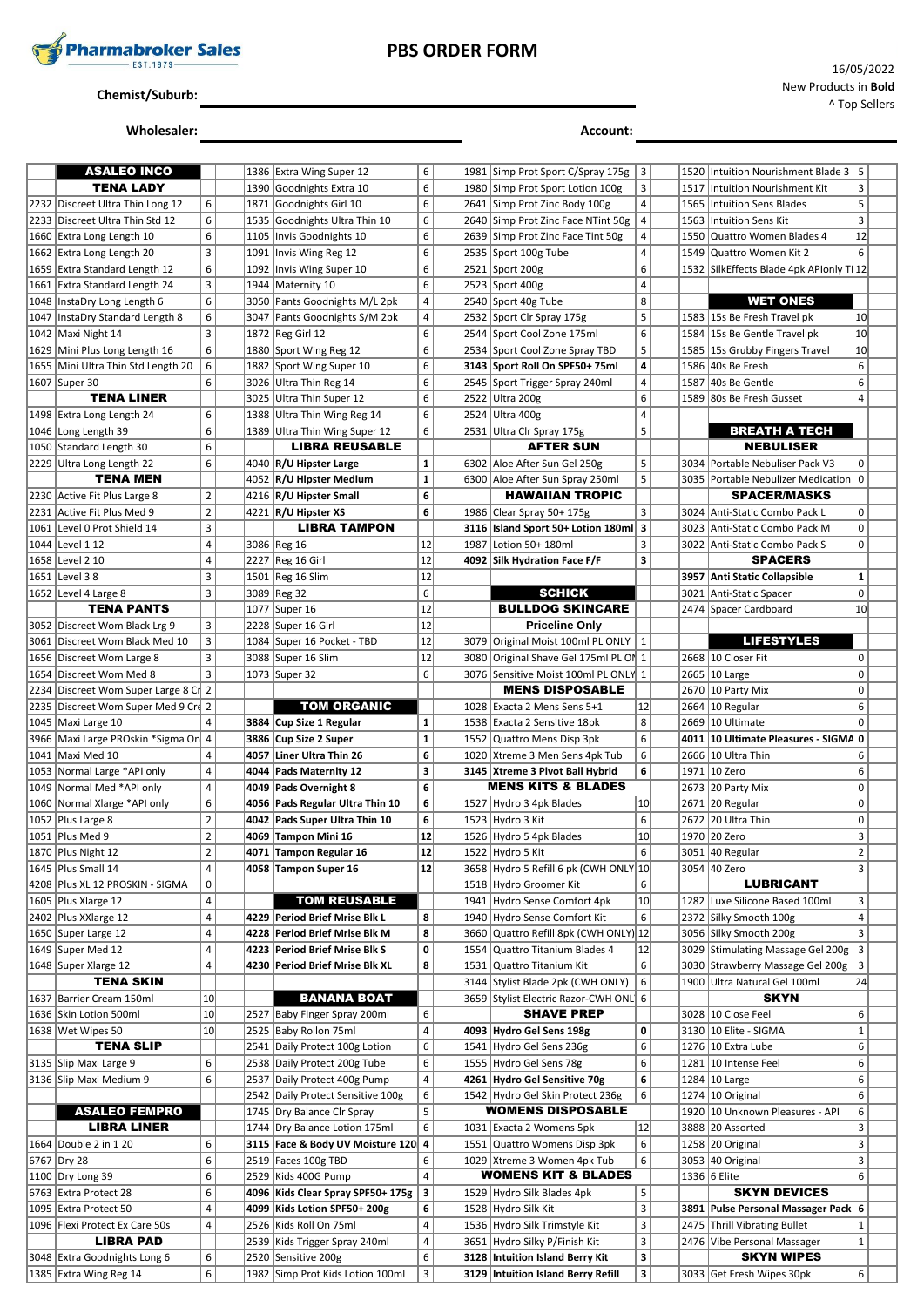# PBS ORDER FORM

Pharmabroker Sales EST.1979

16/05/2022
New Products in **Bold**
^ Top Sellers

**Chemist/Suburb:** ______________________

**Wholesaler:** ______________________ **Account:** ______________________

| Code | Product | Qty | Order |
|---|---|---|---|
| | **ASALEO INCO** | | |
| | **TENA LADY** | | |
| 2232 | Discreet Ultra Thin Long 12 | 6 | |
| 2233 | Discreet Ultra Thin Std 12 | 6 | |
| 1660 | Extra Long Length 10 | 6 | |
| 1662 | Extra Long Length 20 | 3 | |
| 1659 | Extra Standard Length 12 | 6 | |
| 1661 | Extra Standard Length 24 | 3 | |
| 1048 | InstaDry Long Length 6 | 6 | |
| 1047 | InstaDry Standard Length 8 | 6 | |
| 1042 | Maxi Night 14 | 3 | |
| 1629 | Mini Plus Long Length 16 | 6 | |
| 1655 | Mini Ultra Thin Std Length 20 | 6 | |
| 1607 | Super 30 | 6 | |
| | **TENA LINER** | | |
| 1498 | Extra Long Length 24 | 6 | |
| 1046 | Long Length 39 | 6 | |
| 1050 | Standard Length 30 | 6 | |
| 2229 | Ultra Long Length 22 | 6 | |
| | **TENA MEN** | | |
| 2230 | Active Fit Plus Large 8 | 2 | |
| 2231 | Active Fit Plus Med 9 | 2 | |
| 1061 | Level 0 Prot Shield 14 | 3 | |
| 1044 | Level 1 12 | 4 | |
| 1658 | Level 2 10 | 4 | |
| 1651 | Level 3 8 | 3 | |
| 1652 | Level 4 Large 8 | 3 | |
| | **TENA PANTS** | | |
| 3052 | Discreet Wom Black Lrg 9 | 3 | |
| 3061 | Discreet Wom Black Med 10 | 3 | |
| 1656 | Discreet Wom Large 8 | 3 | |
| 1654 | Discreet Wom Med 8 | 3 | |
| 2234 | Discreet Wom Super Large 8 Cr | 2 | |
| 2235 | Discreet Wom Super Med 9 Cre | 2 | |
| 1045 | Maxi Large 10 | 4 | |
| 3966 | Maxi Large PROskin *Sigma On | 4 | |
| 1041 | Maxi Med 10 | 4 | |
| 1053 | Normal Large *API only | 4 | |
| 1049 | Normal Med *API only | 4 | |
| 1060 | Normal Xlarge *API only | 6 | |
| 1052 | Plus Large 8 | 2 | |
| 1051 | Plus Med 9 | 2 | |
| 1870 | Plus Night 12 | 2 | |
| 1645 | Plus Small 14 | 4 | |
| 4208 | Plus XL 12 PROSKIN - SIGMA | 0 | |
| 1605 | Plus Xlarge 12 | 4 | |
| 2402 | Plus XXlarge 12 | 4 | |
| 1650 | Super Large 12 | 4 | |
| 1649 | Super Med 12 | 4 | |
| 1648 | Super Xlarge 12 | 4 | |
| | **TENA SKIN** | | |
| 1637 | Barrier Cream 150ml | 10 | |
| 1636 | Skin Lotion 500ml | 10 | |
| 1638 | Wet Wipes 50 | 10 | |
| | **TENA SLIP** | | |
| 3135 | Slip Maxi Large 9 | 6 | |
| 3136 | Slip Maxi Medium 9 | 6 | |
| | **ASALEO FEMPRO** | | |
| | **LIBRA LINER** | | |
| 1664 | Double 2 in 1 20 | 6 | |
| 6767 | Dry 28 | 6 | |
| 1100 | Dry Long 39 | 6 | |
| 6763 | Extra Protect 28 | 6 | |
| 1095 | Extra Protect 50 | 4 | |
| 1096 | Flexi Protect Ex Care 50s | 4 | |
| | **LIBRA PAD** | | |
| 3048 | Extra Goodnights Long 6 | 6 | |
| 1385 | Extra Wing Reg 14 | 6 | |
| 1386 | Extra Wing Super 12 | 6 | |
| 1390 | Goodnights Extra 10 | 6 | |
| 1871 | Goodnights Girl 10 | 6 | |
| 1535 | Goodnights Ultra Thin 10 | 6 | |
| 1105 | Invis Goodnights 10 | 6 | |
| 1091 | Invis Wing Reg 12 | 6 | |
| 1092 | Invis Wing Super 10 | 6 | |
| 1944 | Maternity 10 | 6 | |
| 3050 | Pants Goodnights M/L 2pk | 4 | |
| 3047 | Pants Goodnights S/M 2pk | 4 | |
| 1872 | Reg Girl 12 | 6 | |
| 1880 | Sport Wing Reg 12 | 6 | |
| 1882 | Sport Wing Super 10 | 6 | |
| 3026 | Ultra Thin Reg 14 | 6 | |
| 3025 | Ultra Thin Super 12 | 6 | |
| 1388 | Ultra Thin Wing Reg 14 | 6 | |
| 1389 | Ultra Thin Wing Super 12 | 6 | |
| | **LIBRA REUSABLE** | | |
| **4040** | **R/U Hipster Large** | **1** | |
| **4052** | **R/U Hipster Medium** | **1** | |
| **4216** | **R/U Hipster Small** | **6** | |
| **4221** | **R/U Hipster XS** | **6** | |
| | **LIBRA TAMPON** | | |
| 3086 | Reg 16 | 12 | |
| 2227 | Reg 16 Girl | 12 | |
| 1501 | Reg 16 Slim | 12 | |
| 3089 | Reg 32 | 6 | |
| 1077 | Super 16 | 12 | |
| 2228 | Super 16 Girl | 12 | |
| 1084 | Super 16 Pocket - TBD | 12 | |
| 3088 | Super 16 Slim | 12 | |
| 1073 | Super 32 | 6 | |
| | **TOM ORGANIC** | | |
| **3884** | **Cup Size 1 Regular** | **1** | |
| **3886** | **Cup Size 2 Super** | **1** | |
| **4057** | **Liner Ultra Thin 26** | **6** | |
| **4044** | **Pads Maternity 12** | **3** | |
| **4049** | **Pads Overnight 8** | **6** | |
| **4056** | **Pads Regular Ultra Thin 10** | **6** | |
| **4042** | **Pads Super Ultra Thin 10** | **6** | |
| **4069** | **Tampon Mini 16** | **12** | |
| **4071** | **Tampon Regular 16** | **12** | |
| **4058** | **Tampon Super 16** | **12** | |
| | **TOM REUSABLE** | | |
| **4229** | **Period Brief Mrise Blk L** | **8** | |
| **4228** | **Period Brief Mrise Blk M** | **8** | |
| **4223** | **Period Brief Mrise Blk S** | **0** | |
| **4230** | **Period Brief Mrise Blk XL** | **8** | |
| | **BANANA BOAT** | | |
| 2527 | Baby Finger Spray 200ml | 6 | |
| 2525 | Baby Rollon 75ml | 4 | |
| 2541 | Daily Protect 100g Lotion | 6 | |
| 2538 | Daily Protect 200g Tube | 6 | |
| 2537 | Daily Protect 400g Pump | 4 | |
| 2542 | Daily Protect Sensitive 100g | 6 | |
| 1745 | Dry Balance Clr Spray | 5 | |
| 1744 | Dry Balance Lotion 175ml | 6 | |
| **3115** | **Face & Body UV Moisture 120** | **4** | |
| 2519 | Faces 100g TBD | 6 | |
| 2529 | Kids 400G Pump | 4 | |
| **4096** | **Kids Clear Spray SPF50+ 175g** | **3** | |
| **4099** | **Kids Lotion SPF50+ 200g** | **6** | |
| 2526 | Kids Roll On 75ml | 4 | |
| 2539 | Kids Trigger Spray 240ml | 4 | |
| 2520 | Sensitive 200g | 6 | |
| 1982 | Simp Prot Kids Lotion 100ml | 3 | |
| 1981 | Simp Prot Sport C/Spray 175g | 3 | |
| 1980 | Simp Prot Sport Lotion 100g | 3 | |
| 2641 | Simp Prot Zinc Body 100g | 4 | |
| 2640 | Simp Prot Zinc Face NTint 50g | 4 | |
| 2639 | Simp Prot Zinc Face Tint 50g | 4 | |
| 2535 | Sport 100g Tube | 4 | |
| 2521 | Sport 200g | 6 | |
| 2523 | Sport 400g | 4 | |
| 2540 | Sport 40g Tube | 8 | |
| 2532 | Sport Clr Spray 175g | 5 | |
| 2544 | Sport Cool Zone 175ml | 6 | |
| 2534 | Sport Cool Zone Spray TBD | 5 | |
| **3143** | **Sport Roll On SPF50+ 75ml** | **4** | |
| 2545 | Sport Trigger Spray 240ml | 4 | |
| 2522 | Ultra 200g | 6 | |
| 2524 | Ultra 400g | 4 | |
| 2531 | Ultra Clr Spray 175g | 5 | |
| | **AFTER SUN** | | |
| 6302 | Aloe After Sun Gel 250g | 5 | |
| 6300 | Aloe After Sun Spray 250ml | 5 | |
| | **HAWAIIAN TROPIC** | | |
| 1986 | Clear Spray 50+ 175g | 3 | |
| **3116** | **Island Sport 50+ Lotion 180ml** | **3** | |
| 1987 | Lotion 50+ 180ml | 3 | |
| **4092** | **Silk Hydration Face F/F** | **3** | |
| | **SCHICK** | | |
| | **BULLDOG SKINCARE** | | |
| | **Priceline Only** | | |
| 3079 | Original Moist 100ml PL ONLY | 1 | |
| 3080 | Original Shave Gel 175ml PL ON | 1 | |
| 3076 | Sensitive Moist 100ml PL ONLY | 1 | |
| | **MENS DISPOSABLE** | | |
| 1028 | Exacta 2 Mens Sens 5+1 | 12 | |
| 1538 | Exacta 2 Sensitive 18pk | 8 | |
| 1552 | Quattro Mens Disp 3pk | 6 | |
| 1020 | Xtreme 3 Men Sens 4pk Tub | 6 | |
| **3145** | **Xtreme 3 Pivot Ball Hybrid** | **6** | |
| | **MENS KITS & BLADES** | | |
| 1527 | Hydro 3 4pk Blades | 10 | |
| 1523 | Hydro 3 Kit | 6 | |
| 1526 | Hydro 5 4pk Blades | 10 | |
| 1522 | Hydro 5 Kit | 6 | |
| 3658 | Hydro 5 Refill 6 pk (CWH ONLY | 10 | |
| 1518 | Hydro Groomer Kit | 6 | |
| 1941 | Hydro Sense Comfort 4pk | 10 | |
| 1940 | Hydro Sense Comfort Kit | 6 | |
| 3660 | Quattro Refill 8pk (CWH ONLY) | 12 | |
| 1554 | Quattro Titanium Blades 4 | 12 | |
| 1531 | Quattro Titanium Kit | 6 | |
| 3144 | Stylist Blade 2pk (CWH ONLY) | 6 | |
| 3659 | Stylist Electric Razor-CWH ONL | 6 | |
| | **SHAVE PREP** | | |
| **4093** | **Hydro Gel Sens 198g** | **0** | |
| 1541 | Hydro Gel Sens 236g | 6 | |
| 1555 | Hydro Gel Sens 78g | 6 | |
| **4261** | **Hydro Gel Sensitive 70g** | **6** | |
| 1542 | Hydro Gel Skin Protect 236g | 6 | |
| | **WOMENS DISPOSABLE** | | |
| 1031 | Exacta 2 Womens 5pk | 12 | |
| 1551 | Quattro Womens Disp 3pk | 6 | |
| 1029 | Xtreme 3 Women 4pk Tub | 6 | |
| | **WOMENS KITS & BLADES** | | |
| 1529 | Hydro Silk Blades 4pk | 5 | |
| 1528 | Hydro Silk Kit | 3 | |
| 1536 | Hydro Silk Trimstyle Kit | 3 | |
| 3651 | Hydro Silky P/Finish Kit | 3 | |
| **3128** | **Intuition Island Berry Kit** | **3** | |
| **3129** | **Intuition Island Berry Refill** | **3** | |
| 1520 | Intuition Nourishment Blade 3 | 5 | |
| 1517 | Intuition Nourishment Kit | 3 | |
| 1565 | Intuition Sens Blades | 5 | |
| 1563 | Intuition Sens Kit | 3 | |
| 1550 | Quattro Women Blades 4 | 12 | |
| 1549 | Quattro Women Kit 2 | 6 | |
| 1532 | SilkEffects Blade 4pk APIonly T | 12 | |
| | **WET ONES** | | |
| 1583 | 15s Be Fresh Travel pk | 10 | |
| 1584 | 15s Be Gentle Travel pk | 10 | |
| 1585 | 15s Grubby Fingers Travel | 10 | |
| 1586 | 40s Be Fresh | 6 | |
| 1587 | 40s Be Gentle | 6 | |
| 1589 | 80s Be Fresh Gusset | 4 | |
| | **BREATH A TECH** | | |
| | **NEBULISER** | | |
| 3034 | Portable Nebuliser Pack V3 | 0 | |
| 3035 | Portable Nebulizer Medication | 0 | |
| | **SPACER/MASKS** | | |
| 3024 | Anti-Static Combo Pack L | 0 | |
| 3023 | Anti-Static Combo Pack M | 0 | |
| 3022 | Anti-Static Combo Pack S | 0 | |
| | **SPACERS** | | |
| **3957** | **Anti Static Collapsible** | **1** | |
| 3021 | Anti-Static Spacer | 0 | |
| 2474 | Spacer Cardboard | 10 | |
| | **LIFESTYLES** | | |
| 2668 | 10 Closer Fit | 0 | |
| 2665 | 10 Large | 0 | |
| 2670 | 10 Party Mix | 0 | |
| 2664 | 10 Regular | 6 | |
| 2669 | 10 Ultimate | 0 | |
| **4011** | **10 Ultimate Pleasures - SIGMA** | **0** | |
| 2666 | 10 Ultra Thin | 6 | |
| 1971 | 10 Zero | 6 | |
| 2673 | 20 Party Mix | 0 | |
| 2671 | 20 Regular | 0 | |
| 2672 | 20 Ultra Thin | 0 | |
| 1970 | 20 Zero | 3 | |
| 3051 | 40 Regular | 2 | |
| 3054 | 40 Zero | 3 | |
| | **LUBRICANT** | | |
| 1282 | Luxe Silicone Based 100ml | 3 | |
| 2372 | Silky Smooth 100g | 4 | |
| 3056 | Silky Smooth 200g | 3 | |
| 3029 | Stimulating Massage Gel 200g | 3 | |
| 3030 | Strawberry Massage Gel 200g | 3 | |
| 1900 | Ultra Natural Gel 100ml | 24 | |
| | **SKYN** | | |
| 3028 | 10 Close Feel | 6 | |
| 3130 | 10 Elite - SIGMA | 1 | |
| 1276 | 10 Extra Lube | 6 | |
| 1281 | 10 Intense Feel | 6 | |
| 1284 | 10 Large | 6 | |
| 1274 | 10 Original | 6 | |
| 1920 | 10 Unknown Pleasures - API | 6 | |
| 3888 | 20 Assorted | 3 | |
| 1258 | 20 Original | 3 | |
| 3053 | 40 Original | 3 | |
| 1336 | 6 Elite | 6 | |
| | **SKYN DEVICES** | | |
| **3891** | **Pulse Personal Massager Pack** | **6** | |
| 2475 | Thrill Vibrating Bullet | 1 | |
| 2476 | Vibe Personal Massager | 1 | |
| | **SKYN WIPES** | | |
| 3033 | Get Fresh Wipes 30pk | 6 | |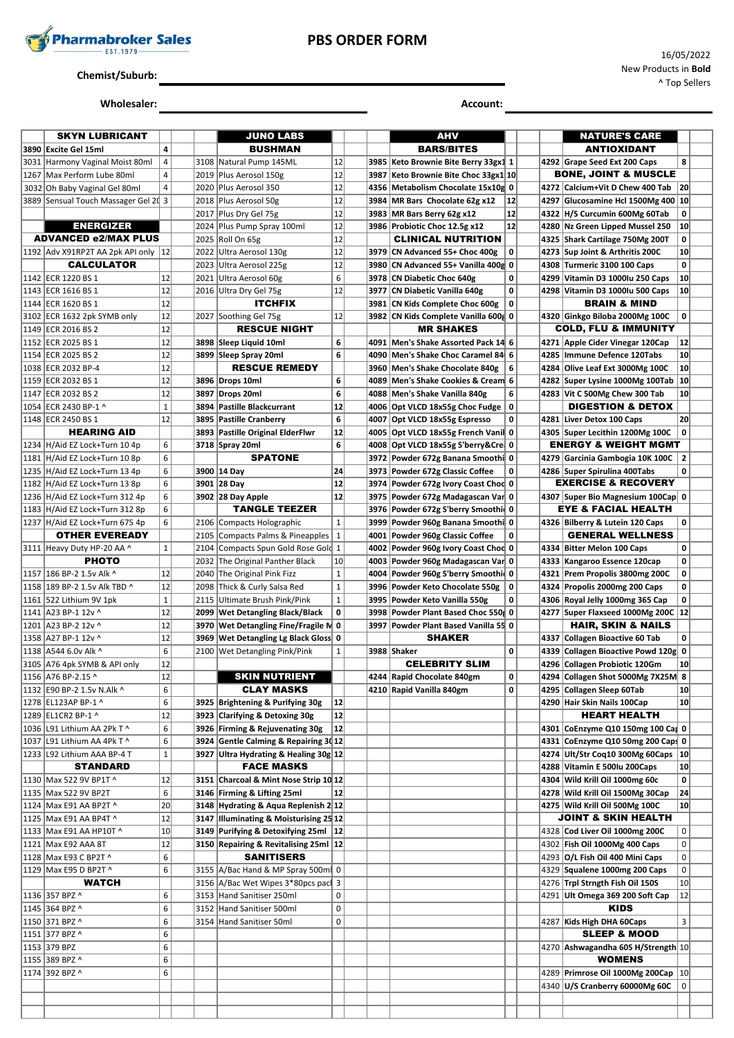# PBS ORDER FORM

Pharmabroker Sales EST.1979

16/05/2022
New Products in **Bold**
^ Top Sellers

Chemist/Suburb: ______________________

Wholesaler: ______________________ Account: ______________________

| | SKYN LUBRICANT | | | | JUNO LABS | | | | AHV | | | | NATURE'S CARE | | |
|---|---|---|---|---|---|---|---|---|---|---|---|---|---|---|---|
| **3890** | **Excite Gel 15ml** | 4 | | | **BUSHMAN** | | | | **BARS/BITES** | | | | **ANTIOXIDANT** | | |
| 3031 | Harmony Vaginal Moist 80ml | 4 | | 3108 | Natural Pump 145ML | 12 | | **3985** | **Keto Brownie Bite Berry 33gx1** | 1 | | **4292** | **Grape Seed Ext 200 Caps** | 8 | |
| 1267 | Max Perform Lube 80ml | 4 | | 2019 | Plus Aerosol 150g | 12 | | **3987** | **Keto Brownie Bite Choc 33gx1** | 10 | | | **BONE, JOINT & MUSCLE** | | |
| 3032 | Oh Baby Vaginal Gel 80ml | 4 | | 2020 | Plus Aerosol 350 | 12 | | **4356** | **Metabolism Chocolate 15x10g** | 0 | | **4272** | **Calcium+Vit D Chew 400 Tab** | 20 | |
| 3889 | Sensual Touch Massager Gel 20 | 3 | | 2018 | Plus Aerosol 50g | 12 | | **3984** | **MR Bars Chocolate 62g x12** | 12 | | **4297** | **Glucosamine Hcl 1500Mg 400** | 10 | |
| | | | | 2017 | Plus Dry Gel 75g | 12 | | **3983** | **MR Bars Berry 62g x12** | 12 | | **4322** | **H/S Curcumin 600Mg 60Tab** | 0 | |
| | **ENERGIZER** | | | 2024 | Plus Pump Spray 100ml | 12 | | **3986** | **Probiotic Choc 12.5g x12** | 12 | | **4280** | **Nz Green Lipped Mussel 250** | 10 | |
| | **ADVANCED e2/MAX PLUS** | | | 2025 | Roll On 65g | 12 | | | **CLINICAL NUTRITION** | | | **4325** | **Shark Cartilage 750Mg 200T** | 0 | |
| 1192 | Adv X91RP2T AA 2pk API only | 12 | | 2022 | Ultra Aerosol 130g | 12 | | **3979** | **CN Advanced 55+ Choc 400g** | 0 | | **4273** | **Sup Joint & Arthritis 200C** | 10 | |
| | **CALCULATOR** | | | 2023 | Ultra Aerosol 225g | 12 | | **3980** | **CN Advanced 55+ Vanilla 400g** | 0 | | **4308** | **Turmeric 3100 100 Caps** | 0 | |
| 1142 | ECR 1220 BS 1 | 12 | | 2021 | Ultra Aerosol 60g | 6 | | **3978** | **CN Diabetic Choc 640g** | 0 | | **4299** | **Vitamin D3 1000Iu 250 Caps** | 10 | |
| 1143 | ECR 1616 BS 1 | 12 | | 2016 | Ultra Dry Gel 75g | 12 | | **3977** | **CN Diabetic Vanilla 640g** | 0 | | **4298** | **Vitamin D3 1000Iu 500 Caps** | 10 | |
| 1144 | ECR 1620 BS 1 | 12 | | | **ITCHFIX** | | | **3981** | **CN Kids Complete Choc 600g** | 0 | | | **BRAIN & MIND** | | |
| 3102 | ECR 1632 2pk SYMB only | 12 | | 2027 | Soothing Gel 75g | 12 | | **3982** | **CN Kids Complete Vanilla 600g** | 0 | | **4320** | **Ginkgo Biloba 2000Mg 100C** | 0 | |
| 1149 | ECR 2016 BS 2 | 12 | | | **RESCUE NIGHT** | | | | **MR SHAKES** | | | | **COLD, FLU & IMMUNITY** | | |
| 1152 | ECR 2025 BS 1 | 12 | | **3898** | **Sleep Liquid 10ml** | 6 | | **4091** | **Men's Shake Assorted Pack 14** | 6 | | **4271** | **Apple Cider Vinegar 120Cap** | 12 | |
| 1154 | ECR 2025 BS 2 | 12 | | **3899** | **Sleep Spray 20ml** | 6 | | **4090** | **Men's Shake Choc Caramel 84** | 6 | | **4285** | **Immune Defence 120Tabs** | 10 | |
| 1038 | ECR 2032 BP-4 | 12 | | | **RESCUE REMEDY** | | | **3960** | **Men's Shake Chocolate 840g** | 6 | | **4284** | **Olive Leaf Ext 3000Mg 100C** | 10 | |
| 1159 | ECR 2032 BS 1 | 12 | | **3896** | **Drops 10ml** | 6 | | **4089** | **Men's Shake Cookies & Cream** | 6 | | **4282** | **Super Lysine 1000Mg 100Tab** | 10 | |
| 1147 | ECR 2032 BS 2 | 12 | | **3897** | **Drops 20ml** | 6 | | **4088** | **Men's Shake Vanilla 840g** | 6 | | **4283** | **Vit C 500Mg Chew 300 Tab** | 10 | |
| 1054 | ECR 2430 BP-1 ^ | 1 | | **3894** | **Pastille Blackcurrant** | 12 | | **4006** | **Opt VLCD 18x55g Choc Fudge** | 0 | | | **DIGESTION & DETOX** | | |
| 1148 | ECR 2450 BS 1 | 12 | | **3895** | **Pastille Cranberry** | 6 | | **4007** | **Opt VLCD 18x55g Espresso** | 0 | | **4281** | **Liver Detox 100 Caps** | 20 | |
| | **HEARING AID** | | | **3893** | **Pastille Original ElderFlwr** | 12 | | **4005** | **Opt VLCD 18x55g French Vanil** | 0 | | **4305** | **Super Lecithin 1200Mg 100C** | 0 | |
| 1234 | H/Aid EZ Lock+Turn 10 4p | 6 | | **3718** | **Spray 20ml** | 6 | | **4008** | **Opt VLCD 18x55g S'berry&Cre** | 0 | | | **ENERGY & WEIGHT MGMT** | | |
| 1181 | H/Aid EZ Lock+Turn 10 8p | 6 | | | **SPATONE** | | | **3972** | **Powder 672g Banana Smoothi** | 0 | | **4279** | **Garcinia Gambogia 10K 100C** | 2 | |
| 1235 | H/Aid EZ Lock+Turn 13 4p | 6 | | **3900** | **14 Day** | 24 | | **3973** | **Powder 672g Classic Coffee** | 0 | | **4286** | **Super Spirulina 400Tabs** | 0 | |
| 1182 | H/Aid EZ Lock+Turn 13 8p | 6 | | **3901** | **28 Day** | 12 | | **3974** | **Powder 672g Ivory Coast Choc** | 0 | | | **EXERCISE & RECOVERY** | | |
| 1236 | H/Aid EZ Lock+Turn 312 4p | 6 | | **3902** | **28 Day Apple** | 12 | | **3975** | **Powder 672g Madagascan Var** | 0 | | **4307** | **Super Bio Magnesium 100Cap** | 0 | |
| 1183 | H/Aid EZ Lock+Turn 312 8p | 6 | | | **TANGLE TEEZER** | | | **3976** | **Powder 672g S'berry Smoothi** | 0 | | | **EYE & FACIAL HEALTH** | | |
| 1237 | H/Aid EZ Lock+Turn 675 4p | 6 | | 2106 | Compacts Holographic | 1 | | **3999** | **Powder 960g Banana Smoothi** | 0 | | **4326** | **Bilberry & Lutein 120 Caps** | 0 | |
| | **OTHER EVEREADY** | | | 2105 | Compacts Palms & Pineapples | 1 | | **4001** | **Powder 960g Classic Coffee** | 0 | | | **GENERAL WELLNESS** | | |
| 3111 | Heavy Duty HP-20 AA ^ | 1 | | 2104 | Compacts Spun Gold Rose Gold | 1 | | **4002** | **Powder 960g Ivory Coast Choc** | 0 | | **4334** | **Bitter Melon 100 Caps** | 0 | |
| | **PHOTO** | | | 2032 | The Original Panther Black | 10 | | **4003** | **Powder 960g Madagascan Var** | 0 | | **4333** | **Kangaroo Essence 120cap** | 0 | |
| 1157 | 186 BP-2 1.5v Alk ^ | 12 | | 2040 | The Original Pink Fizz | 1 | | **4004** | **Powder 960g S'berry Smoothi** | 0 | | **4321** | **Prem Propolis 3800mg 200C** | 0 | |
| 1158 | 189 BP-2 1.5v Alk TBD ^ | 12 | | 2098 | Thick & Curly Salsa Red | 1 | | **3996** | **Powder Keto Chocolate 550g** | 0 | | **4324** | **Propolis 2000mg 200 Caps** | 0 | |
| 1161 | 522 Lithium 9V 1pk | 1 | | 2115 | Ultimate Brush Pink/Pink | 1 | | **3995** | **Powder Keto Vanilla 550g** | 0 | | **4306** | **Royal Jelly 1000mg 365 Cap** | 0 | |
| 1141 | A23 BP-1 12v ^ | 12 | | **2099** | **Wet Detangling Black/Black** | 0 | | **3998** | **Powder Plant Based Choc 550g** | 0 | | **4277** | **Super Flaxseed 1000Mg 200C** | 12 | |
| 1201 | A23 BP-2 12v ^ | 12 | | **3970** | **Wet Detangling Fine/Fragile M** | 0 | | **3997** | **Powder Plant Based Vanilla 55** | 0 | | | **HAIR, SKIN & NAILS** | | |
| 1358 | A27 BP-1 12v ^ | 12 | | **3969** | **Wet Detangling Lg Black Gloss** | 0 | | | **SHAKER** | | | **4337** | **Collagen Bioactive 60 Tab** | 0 | |
| 1138 | A544 6.0v Alk ^ | 6 | | 2100 | Wet Detangling Pink/Pink | 1 | | **3988** | **Shaker** | 0 | | **4339** | **Collagen Bioactive Powd 120g** | 0 | |
| 3105 | A76 4pk SYMB & API only | 12 | | | | | | | **CELEBRITY SLIM** | | | **4296** | **Collagen Probiotic 120Gm** | 10 | |
| 1156 | A76 BP-2.15 ^ | 12 | | | **SKIN NUTRIENT** | | | **4244** | **Rapid Chocolate 840gm** | 0 | | **4294** | **Collagen Shot 5000Mg 7X25M** | 8 | |
| 1132 | E90 BP-2 1.5v N.Alk ^ | 6 | | | **CLAY MASKS** | | | **4210** | **Rapid Vanilla 840gm** | 0 | | **4295** | **Collagen Sleep 60Tab** | 10 | |
| 1278 | EL123AP BP-1 ^ | 6 | | **3925** | **Brightening & Purifying 30g** | 12 | | | | | | **4290** | **Hair Skin Nails 100Cap** | 10 | |
| 1289 | EL1CR2 BP-1 ^ | 12 | | **3923** | **Clarifying & Detoxing 30g** | 12 | | | | | | | **HEART HEALTH** | | |
| 1036 | L91 Lithium AA 2Pk T ^ | 6 | | **3926** | **Firming & Rejuvenating 30g** | 12 | | | | | | **4301** | **CoEnzyme Q10 150mg 100 Cap** | 0 | |
| 1037 | L91 Lithium AA 4Pk T ^ | 6 | | **3924** | **Gentle Calming & Repairing 30** | 12 | | | | | | **4331** | **CoEnzyme Q10 50mg 200 Caps** | 0 | |
| 1233 | L92 Lithium AAA BP-4 T | 1 | | **3927** | **Ultra Hydrating & Healing 30g** | 12 | | | | | | **4274** | **Ult/Str Coq10 300Mg 60Caps** | 10 | |
| | **STANDARD** | | | | **FACE MASKS** | | | | | | | **4288** | **Vitamin E 500Iu 200Caps** | 10 | |
| 1130 | Max 522 9V BP1T ^ | 12 | | **3151** | **Charcoal & Mint Nose Strip 10** | 12 | | | | | | **4304** | **Wild Krill Oil 1000mg 60c** | 0 | |
| 1135 | Max 522 9V BP2T | 6 | | **3146** | **Firming & Lifting 25ml** | 12 | | | | | | **4278** | **Wild Krill Oil 1500Mg 30Cap** | 24 | |
| 1124 | Max E91 AA BP2T ^ | 20 | | **3148** | **Hydrating & Aqua Replenish 2** | 12 | | | | | | **4275** | **Wild Krill Oil 500Mg 100C** | 10 | |
| 1125 | Max E91 AA BP4T ^ | 12 | | **3147** | **Illuminating & Moisturising 25** | 12 | | | | | | | **JOINT & SKIN HEALTH** | | |
| 1133 | Max E91 AA HP10T ^ | 10 | | **3149** | **Purifying & Detoxifying 25ml** | 12 | | | | | | 4328 | Cod Liver Oil 1000mg 200C | 0 | |
| 1121 | Max E92 AAA 8T | 12 | | **3150** | **Repairing & Revitalising 25ml** | 12 | | | | | | 4302 | Fish Oil 1000Mg 400 Caps | 0 | |
| 1128 | Max E93 C BP2T ^ | 6 | | | **SANITISERS** | | | | | | | 4293 | O/L Fish Oil 400 Mini Caps | 0 | |
| 1129 | Max E95 D BP2T ^ | 6 | | 3155 | A/Bac Hand & MP Spray 500ml | 0 | | | | | | 4329 | Squalene 1000mg 200 Caps | 0 | |
| | **WATCH** | | | 3156 | A/Bac Wet Wipes 3*80pcs pack | 3 | | | | | | 4276 | Trpl Strngth Fish Oil 150S | 10 | |
| 1136 | 357 BPZ ^ | 6 | | 3153 | Hand Sanitiser 250ml | 0 | | | | | | 4291 | Ult Omega 369 200 Soft Cap | 12 | |
| 1145 | 364 BPZ ^ | 6 | | 3152 | Hand Sanitiser 500ml | 0 | | | | | | | **KIDS** | | |
| 1150 | 371 BPZ ^ | 6 | | 3154 | Hand Sanitiser 50ml | 0 | | | | | | 4287 | Kids High DHA 60Caps | 3 | |
| 1151 | 377 BPZ ^ | 6 | | | | | | | | | | | **SLEEP & MOOD** | | |
| 1153 | 379 BPZ | 6 | | | | | | | | | | 4270 | Ashwagandha 60S H/Strength | 10 | |
| 1155 | 389 BPZ ^ | 6 | | | | | | | | | | | **WOMENS** | | |
| 1174 | 392 BPZ ^ | 6 | | | | | | | | | | 4289 | Primrose Oil 1000Mg 200Cap | 10 | |
| | | | | | | | | | | | | 4340 | U/S Cranberry 60000Mg 60C | 0 | |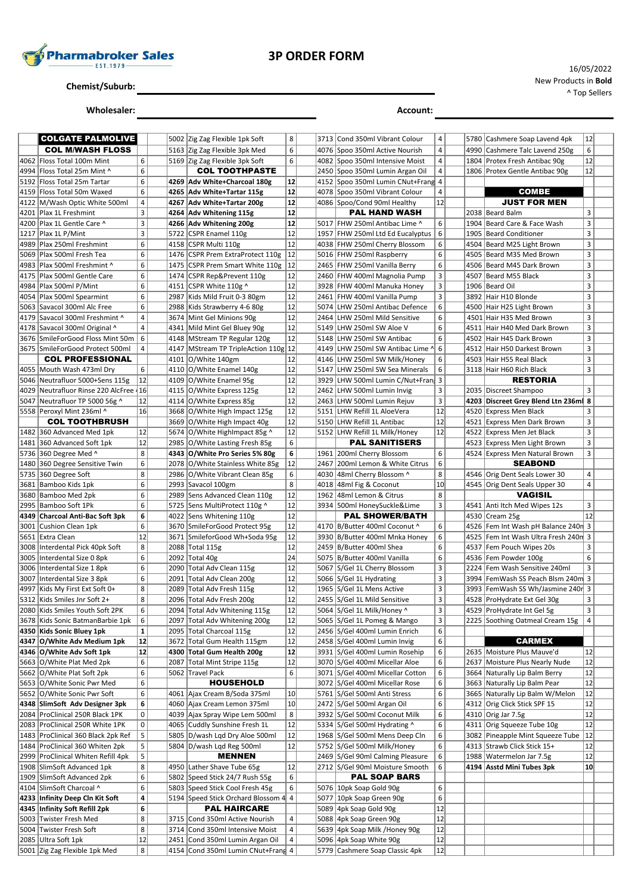# 3P ORDER FORM

Pharmabroker Sales EST.1979

16/05/2022
New Products in **Bold**
^ Top Sellers

**Chemist/Suburb:** ______________________

**Wholesaler:** ______________________ **Account:** ______________________

| Code | Product | Qty | | Code | Product | Qty | | Code | Product | Qty | | Code | Product | Qty | |
|---|---|---|---|---|---|---|---|---|---|---|---|---|---|---|---|
| | **COLGATE PALMOLIVE** | | | 5002 | Zig Zag Flexible 1pk Soft | 8 | | 3713 | Cond 350ml Vibrant Colour | 4 | | 5780 | Cashmere Soap Lavend 4pk | 12 | |
| | **COL M/WASH FLOSS** | | | 5163 | Zig Zag Flexible 3pk Med | 6 | | 4076 | Spoo 350ml Active Nourish | 4 | | 4990 | Cashmere Talc Lavend 250g | 6 | |
| 4062 | Floss Total 100m Mint | 6 | | 5169 | Zig Zag Flexible 3pk Soft | 6 | | 4082 | Spoo 350ml Intensive Moist | 4 | | 1804 | Protex Fresh Antibac 90g | 12 | |
| 4994 | Floss Total 25m Mint ^ | 6 | | 4269 | **Adv White+Charcoal 180g** | **12** | | 2450 | Spoo 350ml Lumin Argan Oil | 4 | | 1806 | Protex Gentle Antibac 90g | 12 | |
| 5192 | Floss Total 25m Tartar | 6 | | 4265 | **Adv White+Tartar 115g** | **12** | | 4152 | Spoo 350ml Lumin CNut+Frang | 4 | | | **COMBE** | | |
| 4159 | Floss Total 50m Waxed | 6 | | 4267 | **Adv White+Tartar 200g** | **12** | | 4078 | Spoo 350ml Vibrant Colour | 4 | | | **JUST FOR MEN** | | |
| 4122 | M/Wash Optic White 500ml | 4 | | 4264 | **Adv Whitening 115g** | **12** | | 4086 | Spoo/Cond 90ml Healthy | 12 | | 2038 | Beard Balm | 3 | |
| 4201 | Plax 1L Freshmint | 3 | | 4266 | **Adv Whitening 200g** | **12** | | | **PAL HAND WASH** | | | 1904 | Beard Care & Face Wash | 3 | |
| 4200 | Plax 1L Gentle Care ^ | 3 | | 5722 | CSPR Enamel 110g | 12 | | 5017 | FHW 250ml Antibac Lime ^ | 6 | | 1905 | Beard Conditioner | 3 | |
| 1217 | Plax 1L P/Mint | 3 | | 4158 | CSPR Multi 110g | 12 | | 1957 | FHW 250ml Ltd Ed Eucalyptus | 6 | | 4504 | Beard M25 Light Brown | 3 | |
| 4989 | Plax 250ml Freshmint | 6 | | 1476 | CSPR Prem ExtraProtect 110g | 12 | | 4038 | FHW 250ml Cherry Blossom | 6 | | 4505 | Beard M35 Med Brown | 3 | |
| 5069 | Plax 500ml Fresh Tea | 6 | | 1475 | CSPR Prem Smart White 110g | 12 | | 5016 | FHW 250ml Raspberry | 6 | | 4506 | Beard M45 Dark Brown | 3 | |
| 4983 | Plax 500ml Freshmint ^ | 6 | | 1474 | CSPR Rep&Prevent 110g | 12 | | 2465 | FHW 250ml Vanilla Berry | 6 | | 4507 | Beard M55 Black | 3 | |
| 4175 | Plax 500ml Gentle Care | 6 | | 4151 | CSPR White 110g ^ | 12 | | 2460 | FHW 400ml Magnolia Pump | 3 | | 1906 | Beard Oil | 3 | |
| 4984 | Plax 500ml P/Mint | 6 | | 2987 | Kids Mild Fruit 0-3 80gm | 12 | | 3928 | FHW 400ml Manuka Honey | 3 | | 3892 | Hair H10 Blonde | 3 | |
| 4054 | Plax 500ml Spearmint | 6 | | 2988 | Kids Strawberry 4-6 80g | 12 | | 2461 | FHW 400ml Vanilla Pump | 3 | | 4500 | Hair H25 Light Brown | 3 | |
| 5063 | Savacol 300ml Alc Free | 6 | | 3674 | Mint Gel Minions 90g | 12 | | 5074 | LHW 250ml Antibac Defence | 6 | | 4501 | Hair H35 Med Brown | 3 | |
| 4179 | Savacol 300ml Freshmint ^ | 4 | | 4341 | Mild Mint Gel Bluey 90g | 12 | | 2464 | LHW 250ml Mild Sensitive | 6 | | 4511 | Hair H40 Med Dark Brown | 3 | |
| 4178 | Savacol 300ml Original ^ | 4 | | 4148 | MStream TP Regular 120g | 12 | | 5149 | LHW 250ml SW Aloe V | 6 | | 4502 | Hair H45 Dark Brown | 3 | |
| 3676 | SmileForGood Floss Mint 50m | 6 | | 4147 | MStream TP TripleAction 110g | 12 | | 5148 | LHW 250ml SW Antibac | 6 | | 4512 | Hair H50 Darkest Brown | 3 | |
| 3675 | SmileForGood Protect 500ml | 4 | | 4101 | O/White 140gm | 12 | | 4149 | LHW 250ml SW Antibac Lime ^ | 6 | | 4503 | Hair H55 Real Black | 3 | |
| | **COL PROFESSIONAL** | | | 4110 | O/White Enamel 140g | 12 | | 4146 | LHW 250ml SW Milk/Honey | 6 | | 3118 | Hair H60 Rich Black | 3 | |
| 4055 | Mouth Wash 473ml Dry | 6 | | 4109 | O/White Enamel 95g | 12 | | 5147 | LHW 250ml SW Sea Minerals | 6 | | | **RESTORIA** | | |
| 5046 | Neutrafluor 5000+Sens 115g | 12 | | 4115 | O/White Express 125g | 12 | | 3929 | LHW 500ml Lumin C/Nut+Fran | 3 | | 2035 | Discreet Shampoo | 3 | |
| 4029 | Neutrafluor Rinse 220 AlcFree | 16 | | 4114 | O/White Express 85g | 12 | | 2462 | LHW 500ml Lumin Invig | 3 | | 4203 | **Discreet Grey Blend Ltn 236ml** | **8** | |
| 5047 | Neutrafluor TP 5000 56g ^ | 12 | | 3668 | O/White High Impact 125g | 12 | | 2463 | LHW 500ml Lumin Rejuv | 3 | | 4520 | Express Men Black | 3 | |
| 5558 | Peroxyl Mint 236ml ^ | 16 | | 3669 | O/White High Impact 40g | 12 | | 5151 | LHW Refill 1L AloeVera | 12 | | 4521 | Express Men Dark Brown | 3 | |
| | **COL TOOTHBRUSH** | | | 5674 | O/White HighImpact 85g ^ | 12 | | 5150 | LHW Refill 1L Antibac | 12 | | 4522 | Express Men Jet Black | 3 | |
| 1482 | 360 Advanced Med 1pk | 12 | | 2985 | O/White Lasting Fresh 85g | 6 | | 5152 | LHW Refill 1L Milk/Honey | 12 | | 4523 | Express Men Light Brown | 3 | |
| 1481 | 360 Advanced Soft 1pk | 12 | | 4343 | **O/White Pro Series 5% 80g** | **6** | | | **PAL SANITISERS** | | | 4524 | Express Men Natural Brown | 3 | |
| 5736 | 360 Degree Med ^ | 8 | | 2078 | O/White Stainless White 85g | 12 | | 1961 | 200ml Cherry Blossom | 6 | | | **SEABOND** | | |
| 1480 | 360 Degree Sensitive Twin | 6 | | 2986 | O/White Vibrant Clean 85g | 6 | | 2467 | 200ml Lemon & White Citrus | 6 | | 4546 | Orig Dent Seals Lower 30 | 4 | |
| 5735 | 360 Degree Soft | 8 | | 2993 | Savacol 100gm | 8 | | 4030 | 48ml Cherry Blossom ^ | 8 | | 4545 | Orig Dent Seals Upper 30 | 4 | |
| 3681 | Bamboo Kids 1pk | 6 | | 2989 | Sens Advanced Clean 110g | 12 | | 4018 | 48ml Fig & Coconut | 10 | | | **VAGISIL** | | |
| 3680 | Bamboo Med 2pk | 6 | | 5725 | Sens MultiProtect 110g ^ | 12 | | 1962 | 48ml Lemon & Citrus | 8 | | 4541 | Anti Itch Med Wipes 12s | 3 | |
| 2995 | Bamboo Soft 1Pk | 6 | | 4022 | Sens Whitening 110g | 12 | | 3934 | 500ml HoneySuckle&Lime | 3 | | 4530 | Cream 25g | 12 | |
| 4349 | **Charcoal Anti-Bac Soft 3pk** | **6** | | 3670 | SmileForGood Protect 95g | 12 | | | **PAL SHOWER/BATH** | | | 4526 | Fem Int Wash pH Balance 240m | 3 | |
| 3001 | Cushion Clean 1pk | 6 | | 3671 | SmileForGood Wh+Soda 95g | 12 | | 4170 | B/Butter 400ml Coconut ^ | 6 | | 4525 | Fem Int Wash Ultra Fresh 240m | 3 | |
| 5651 | Extra Clean | 12 | | 2088 | Total 115g | 12 | | 3930 | B/Butter 400ml Mnka Honey | 6 | | 4537 | Fem Pouch Wipes 20s | 3 | |
| 3008 | Interdental Pick 40pk Soft | 8 | | 2092 | Total 40g | 24 | | 2459 | B/Butter 400ml Shea | 6 | | 4536 | Fem Powder 100g | 6 | |
| 3005 | Interdental Size 0 8pk | 6 | | 2090 | Total Adv Clean 115g | 12 | | 5075 | B/Butter 400ml Vanilla | 6 | | 2224 | Fem Wash Sensitive 240ml | 3 | |
| 3006 | Interdental Size 1 8pk | 6 | | 2091 | Total Adv Clean 200g | 12 | | 5067 | S/Gel 1L Cherry Blossom | 3 | | 3994 | FemWash SS Peach Blsm 240m | 3 | |
| 3007 | Interdental Size 3 8pk | 6 | | 2089 | Total Adv Fresh 115g | 12 | | 5066 | S/Gel 1L Hydrating | 3 | | 3993 | FemWash SS Wh/Jasmine 240r | 3 | |
| 4997 | Kids My First Ext Soft 0+ | 8 | | 2096 | Total Adv Fresh 200g | 12 | | 1965 | S/Gel 1L Mens Active | 3 | | 4528 | ProHydrate Ext Gel 30g | 3 | |
| 5312 | Kids Smiles Jnr Soft 2+ | 8 | | 2094 | Total Adv Whitening 115g | 12 | | 2455 | S/Gel 1L Mild Sensitive | 3 | | 4529 | ProHydrate Int Gel 5g | 3 | |
| 2080 | Kids Smiles Youth Soft 2PK | 6 | | 2097 | Total Adv Whitening 200g | 12 | | 5064 | S/Gel 1L Milk/Honey ^ | 3 | | 2225 | Soothing Oatmeal Cream 15g | 4 | |
| 3678 | Kids Sonic BatmanBarbie 1pk | 6 | | 2095 | Total Charcoal 115g | 12 | | 5065 | S/Gel 1L Pomeg & Mango | 3 | | | | | |
| 4350 | **Kids Sonic Bluey 1pk** | **1** | | 3672 | Total Gum Health 115gm | 12 | | 2456 | S/Gel 400ml Lumin Enrich | 6 | | | **CARMEX** | | |
| 4347 | **O/White Adv Medium 1pk** | **12** | | 4300 | **Total Gum Health 200g** | **12** | | 2458 | S/Gel 400ml Lumin Invig | 6 | | 2635 | Moisture Plus Mauve'd | 12 | |
| 4346 | **O/White Adv Soft 1pk** | **12** | | 2087 | Total Mint Stripe 115g | 12 | | 3931 | S/Gel 400ml Lumin Rosehip | 6 | | 2637 | Moisture Plus Nearly Nude | 12 | |
| 5663 | O/White Plat Med 2pk | 6 | | 5062 | Travel Pack | 6 | | 3070 | S/Gel 400ml Micellar Aloe | 6 | | 3664 | Naturally Lip Balm Berry | 12 | |
| 5662 | O/White Plat Soft 2pk | 6 | | | **HOUSEHOLD** | | | 3071 | S/Gel 400ml Micellar Cotton | 6 | | 3663 | Naturally Lip Balm Pear | 12 | |
| 5653 | O/White Sonic Pwr Med | 6 | | 4061 | Ajax Cream B/Soda 375ml | 10 | | 3072 | S/Gel 400ml Micellar Rose | 6 | | 3665 | Naturally Lip Balm W/Melon | 12 | |
| 5652 | O/White Sonic Pwr Soft | 6 | | 4060 | Ajax Cream Lemon 375ml | 10 | | 5761 | S/Gel 500ml Anti Stress | 6 | | 4312 | Orig Click Stick SPF 15 | 12 | |
| 4348 | **SlimSoft Adv Designer 3pk** | **6** | | 4039 | Ajax Spray Wipe Lem 500ml | 8 | | 2472 | S/Gel 500ml Argan Oil | 6 | | 4310 | Orig Jar 7.5g | 12 | |
| 2084 | ProClinical 250R Black 1PK | 0 | | 4065 | Cuddly Sunshine Fresh 1L | 12 | | 3932 | S/Gel 500ml Coconut Milk | 6 | | 4311 | Orig Squeeze Tube 10g | 12 | |
| 2083 | ProClinical 250R White 1PK | 0 | | 5805 | D/wash Lqd Dry Aloe 500ml | 12 | | 5334 | S/Gel 500ml Hydrating ^ | 6 | | 3082 | Pineapple Mint Squeeze Tube | 12 | |
| 1483 | ProClinical 360 Black 2pk Ref | 5 | | 5804 | D/wash Lqd Reg 500ml | 12 | | 1968 | S/Gel 500ml Mens Deep Cln | 6 | | 4313 | Strawb Click Stick 15+ | 12 | |
| 1484 | ProClinical 360 Whiten 2pk | 5 | | | **MENNEN** | | | 5752 | S/Gel 500ml Milk/Honey | 6 | | 1988 | Watermelon Jar 7.5g | 12 | |
| 2999 | ProClinical Whiten Refill 4pk | 5 | | 4950 | Lather Shave Tube 65g | 12 | | 2469 | S/Gel 90ml Calming Pleasure | 6 | | 4194 | **Asstd Mini Tubes 3pk** | **10** | |
| 1908 | SlimSoft Advanced 1pk | 8 | | 5802 | Speed Stick 24/7 Rush 55g | 6 | | 2712 | S/Gel 90ml Moisture Smooth | 6 | | | | | |
| 1909 | SlimSoft Advanced 2pk | 6 | | 5803 | Speed Stick Cool Fresh 45g | 6 | | | **PAL SOAP BARS** | | | | | | |
| 4104 | SlimSoft Charcoal ^ | 6 | | 5194 | Speed Stick Orchard Blossom 4 | 4 | | 5076 | 10pk Soap Gold 90g | 6 | | | | | |
| 4233 | **Infinity Deep Cln Kit Soft** | **4** | | | **PAL HAIRCARE** | | | 5077 | 10pk Soap Green 90g | 6 | | | | | |
| 4345 | **Infinity Soft Refill 2pk** | **6** | | 3715 | Cond 350ml Active Nourish | 4 | | 5089 | 4pk Soap Gold 90g | 12 | | | | | |
| 5003 | Twister Fresh Med | 8 | | 3714 | Cond 350ml Intensive Moist | 4 | | 5088 | 4pk Soap Green 90g | 12 | | | | | |
| 5004 | Twister Fresh Soft | 8 | | 2451 | Cond 350ml Lumin Argan Oil | 4 | | 5639 | 4pk Soap Milk /Honey 90g | 12 | | | | | |
| 2085 | Ultra Soft 1pk | 12 | | 4154 | Cond 350ml Lumin CNut+Frang | 4 | | 5096 | 4pk Soap White 90g | 12 | | | | | |
| 5001 | Zig Zag Flexible 1pk Med | 8 | | | | | | 5779 | Cashmere Soap Classic 4pk | 12 | | | | | |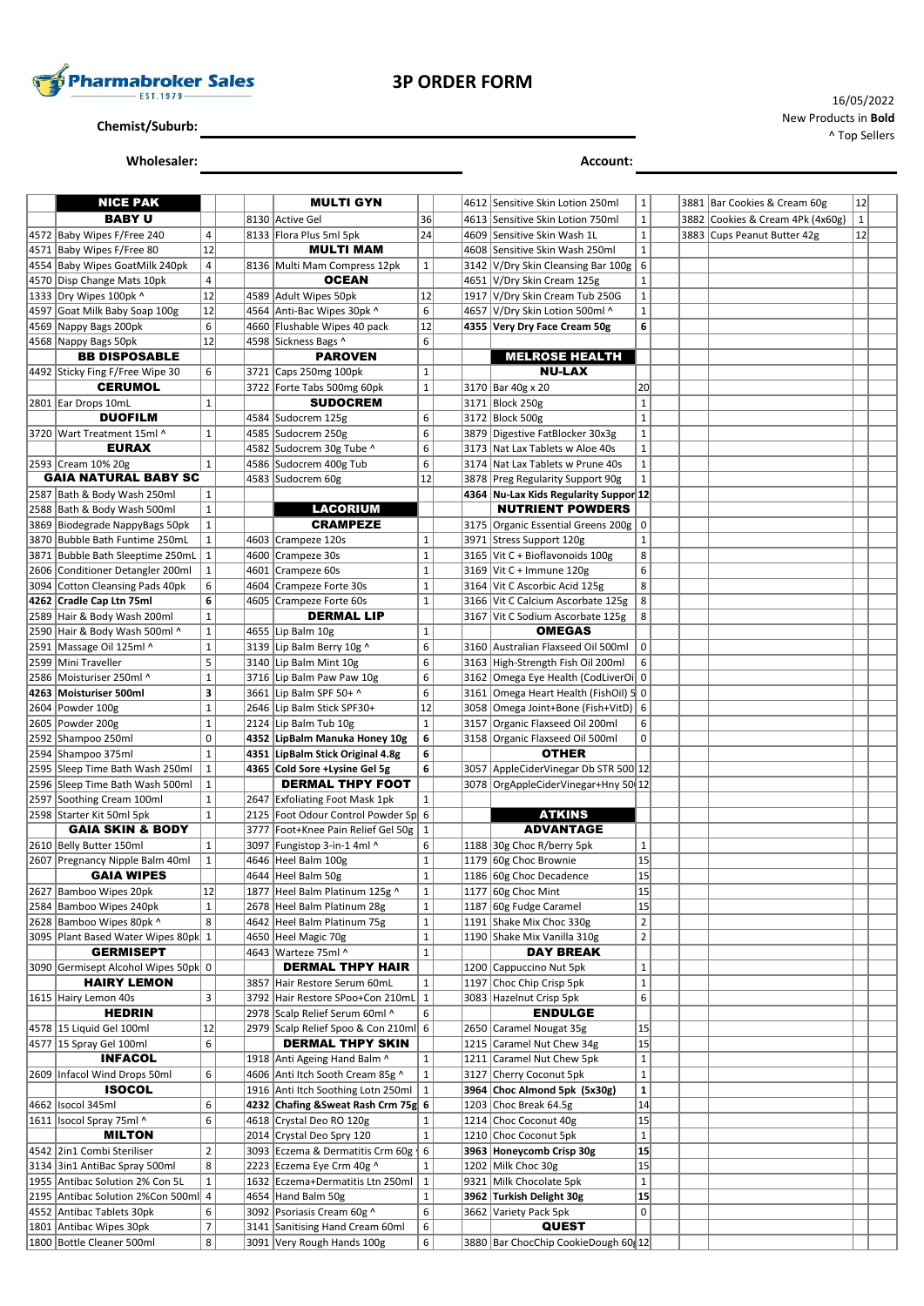# 3P ORDER FORM

16/05/2022
New Products in **Bold**
^ Top Sellers

Chemist/Suburb: ______________________

Wholesaler: ______________________ Account: ______________________

| Code | Product | Qty | Order | Code | Product | Qty | Order | Code | Product | Qty | Order | Code | Product | Qty | Order |
|---|---|---|---|---|---|---|---|---|---|---|---|---|---|---|---|
| | **NICE PAK** | | | | **MULTI GYN** | | | 4612 | Sensitive Skin Lotion 250ml | 1 | | 3881 | Bar Cookies & Cream 60g | 12 | |
| | **BABY U** | | | 8130 | Active Gel | 36 | | 4613 | Sensitive Skin Lotion 750ml | 1 | | 3882 | Cookies & Cream 4Pk (4x60g) | 1 | |
| 4572 | Baby Wipes F/Free 240 | 4 | | 8133 | Flora Plus 5ml 5pk | 24 | | 4609 | Sensitive Skin Wash 1L | 1 | | 3883 | Cups Peanut Butter 42g | 12 | |
| 4571 | Baby Wipes F/Free 80 | 12 | | | **MULTI MAM** | | | 4608 | Sensitive Skin Wash 250ml | 1 | | | | | |
| 4554 | Baby Wipes GoatMilk 240pk | 4 | | 8136 | Multi Mam Compress 12pk | 1 | | 3142 | V/Dry Skin Cleansing Bar 100g | 6 | | | | | |
| 4570 | Disp Change Mats 10pk | 4 | | | **OCEAN** | | | 4651 | V/Dry Skin Cream 125g | 1 | | | | | |
| 1333 | Dry Wipes 100pk ^ | 12 | | 4589 | Adult Wipes 50pk | 12 | | 1917 | V/Dry Skin Cream Tub 250G | 1 | | | | | |
| 4597 | Goat Milk Baby Soap 100g | 12 | | 4564 | Anti-Bac Wipes 30pk ^ | 6 | | 4657 | V/Dry Skin Lotion 500ml ^ | 1 | | | | | |
| 4569 | Nappy Bags 200pk | 6 | | 4660 | Flushable Wipes 40 pack | 12 | | **4355** | **Very Dry Face Cream 50g** | **6** | | | | | |
| 4568 | Nappy Bags 50pk | 12 | | 4598 | Sickness Bags ^ | 6 | | | | | | | | | |
| | **BB DISPOSABLE** | | | | **PAROVEN** | | | | **MELROSE HEALTH** | | | | | | |
| 4492 | Sticky Fing F/Free Wipe 30 | 6 | | 3721 | Caps 250mg 100pk | 1 | | | **NU-LAX** | | | | | | |
| | **CERUMOL** | | | 3722 | Forte Tabs 500mg 60pk | 1 | | 3170 | Bar 40g x 20 | 20 | | | | | |
| 2801 | Ear Drops 10mL | 1 | | | **SUDOCREM** | | | 3171 | Block 250g | 1 | | | | | |
| | **DUOFILM** | | | 4584 | Sudocrem 125g | 6 | | 3172 | Block 500g | 1 | | | | | |
| 3720 | Wart Treatment 15ml ^ | 1 | | 4585 | Sudocrem 250g | 6 | | 3879 | Digestive FatBlocker 30x3g | 1 | | | | | |
| | **EURAX** | | | 4582 | Sudocrem 30g Tube ^ | 6 | | 3173 | Nat Lax Tablets w Aloe 40s | 1 | | | | | |
| 2593 | Cream 10% 20g | 1 | | 4586 | Sudocrem 400g Tub | 6 | | 3174 | Nat Lax Tablets w Prune 40s | 1 | | | | | |
| | **GAIA NATURAL BABY SC** | | | 4583 | Sudocrem 60g | 12 | | 3878 | Preg Regularity Support 90g | 1 | | | | | |
| 2587 | Bath & Body Wash 250ml | 1 | | | | | | **4364** | **Nu-Lax Kids Regularity Suppor** | **12** | | | | | |
| 2588 | Bath & Body Wash 500ml | 1 | | | **LACORIUM** | | | | **NUTRIENT POWDERS** | | | | | | |
| 3869 | Biodegrade NappyBags 50pk | 1 | | | **CRAMPEZE** | | | 3175 | Organic Essential Greens 200g | 0 | | | | | |
| 3870 | Bubble Bath Funtime 250mL | 1 | | 4603 | Crampeze 120s | 1 | | 3971 | Stress Support 120g | 1 | | | | | |
| 3871 | Bubble Bath Sleeptime 250mL | 1 | | 4600 | Crampeze 30s | 1 | | 3165 | Vit C + Bioflavonoids 100g | 8 | | | | | |
| 2606 | Conditioner Detangler 200ml | 1 | | 4601 | Crampeze 60s | 1 | | 3169 | Vit C + Immune 120g | 6 | | | | | |
| 3094 | Cotton Cleansing Pads 40pk | 6 | | 4604 | Crampeze Forte 30s | 1 | | 3164 | Vit C Ascorbic Acid 125g | 8 | | | | | |
| **4262** | **Cradle Cap Ltn 75ml** | **6** | | 4605 | Crampeze Forte 60s | 1 | | 3166 | Vit C Calcium Ascorbate 125g | 8 | | | | | |
| 2589 | Hair & Body Wash 250ml | 1 | | | **DERMAL LIP** | | | 3167 | Vit C Sodium Ascorbate 125g | 8 | | | | | |
| 2590 | Hair & Body Wash 500ml ^ | 1 | | 4655 | Lip Balm 10g | 1 | | | **OMEGAS** | | | | | | |
| 2591 | Massage Oil 125ml ^ | 1 | | 3139 | Lip Balm Berry 10g ^ | 6 | | 3160 | Australian Flaxseed Oil 500ml | 0 | | | | | |
| 2599 | Mini Traveller | 5 | | 3140 | Lip Balm Mint 10g | 6 | | 3163 | High-Strength Fish Oil 200ml | 6 | | | | | |
| 2586 | Moisturiser 250ml ^ | 1 | | 3716 | Lip Balm Paw Paw 10g | 6 | | 3162 | Omega Eye Health (CodLiverOi | 0 | | | | | |
| **4263** | **Moisturiser 500ml** | **3** | | 3661 | Lip Balm SPF 50+ ^ | 6 | | 3161 | Omega Heart Health (FishOil) 5 | 0 | | | | | |
| 2604 | Powder 100g | 1 | | 2646 | Lip Balm Stick SPF30+ | 12 | | 3058 | Omega Joint+Bone (Fish+VitD) | 6 | | | | | |
| 2605 | Powder 200g | 1 | | 2124 | Lip Balm Tub 10g | 1 | | 3157 | Organic Flaxseed Oil 200ml | 6 | | | | | |
| 2592 | Shampoo 250ml | 0 | | **4352** | **LipBalm Manuka Honey 10g** | **6** | | 3158 | Organic Flaxseed Oil 500ml | 0 | | | | | |
| 2594 | Shampoo 375ml | 1 | | **4351** | **LipBalm Stick Original 4.8g** | **6** | | | **OTHER** | | | | | | |
| 2595 | Sleep Time Bath Wash 250ml | 1 | | **4365** | **Cold Sore +Lysine Gel 5g** | **6** | | 3057 | AppleCiderVinegar Db STR 500 | 12 | | | | | |
| 2596 | Sleep Time Bath Wash 500ml | 1 | | | **DERMAL THPY FOOT** | | | 3078 | OrgAppleCiderVinegar+Hny 50 | 12 | | | | | |
| 2597 | Soothing Cream 100ml | 1 | | 2647 | Exfoliating Foot Mask 1pk | 1 | | | | | | | | | |
| 2598 | Starter Kit 50ml 5pk | 1 | | 2125 | Foot Odour Control Powder Sp | 6 | | | **ATKINS** | | | | | | |
| | **GAIA SKIN & BODY** | | | 3777 | Foot+Knee Pain Relief Gel 50g | 1 | | | **ADVANTAGE** | | | | | | |
| 2610 | Belly Butter 150ml | 1 | | 3097 | Fungistop 3-in-1 4ml ^ | 6 | | 1188 | 30g Choc R/berry 5pk | 1 | | | | | |
| 2607 | Pregnancy Nipple Balm 40ml | 1 | | 4646 | Heel Balm 100g | 1 | | 1179 | 60g Choc Brownie | 15 | | | | | |
| | **GAIA WIPES** | | | 4644 | Heel Balm 50g | 1 | | 1186 | 60g Choc Decadence | 15 | | | | | |
| 2627 | Bamboo Wipes 20pk | 12 | | 1877 | Heel Balm Platinum 125g ^ | 1 | | 1177 | 60g Choc Mint | 15 | | | | | |
| 2584 | Bamboo Wipes 240pk | 1 | | 2678 | Heel Balm Platinum 28g | 1 | | 1187 | 60g Fudge Caramel | 15 | | | | | |
| 2628 | Bamboo Wipes 80pk ^ | 8 | | 4642 | Heel Balm Platinum 75g | 1 | | 1191 | Shake Mix Choc 330g | 2 | | | | | |
| 3095 | Plant Based Water Wipes 80pk | 1 | | 4650 | Heel Magic 70g | 1 | | 1190 | Shake Mix Vanilla 310g | 2 | | | | | |
| | **GERMISEPT** | | | 4643 | Warteze 75ml ^ | 1 | | | **DAY BREAK** | | | | | | |
| 3090 | Germisept Alcohol Wipes 50pk | 0 | | | **DERMAL THPY HAIR** | | | 1200 | Cappuccino Nut 5pk | 1 | | | | | |
| | **HAIRY LEMON** | | | 3857 | Hair Restore Serum 60mL | 1 | | 1197 | Choc Chip Crisp 5pk | 1 | | | | | |
| 1615 | Hairy Lemon 40s | 3 | | 3792 | Hair Restore SPoo+Con 210mL | 1 | | 3083 | Hazelnut Crisp 5pk | 6 | | | | | |
| | **HEDRIN** | | | 2978 | Scalp Relief Serum 60ml ^ | 6 | | | **ENDULGE** | | | | | | |
| 4578 | 15 Liquid Gel 100ml | 12 | | 2979 | Scalp Relief Spoo & Con 210ml | 6 | | 2650 | Caramel Nougat 35g | 15 | | | | | |
| 4577 | 15 Spray Gel 100ml | 6 | | | **DERMAL THPY SKIN** | | | 1215 | Caramel Nut Chew 34g | 15 | | | | | |
| | **INFACOL** | | | 1918 | Anti Ageing Hand Balm ^ | 1 | | 1211 | Caramel Nut Chew 5pk | 1 | | | | | |
| 2609 | Infacol Wind Drops 50ml | 6 | | 4606 | Anti Itch Sooth Cream 85g ^ | 1 | | 3127 | Cherry Coconut 5pk | 1 | | | | | |
| | **ISOCOL** | | | 1916 | Anti Itch Soothing Lotn 250ml | 1 | | **3964** | **Choc Almond 5pk (5x30g)** | **1** | | | | | |
| 4662 | Isocol 345ml | 6 | | **4232** | **Chafing &Sweat Rash Crm 75g** | **6** | | 1203 | Choc Break 64.5g | 14 | | | | | |
| 1611 | Isocol Spray 75ml ^ | 6 | | 4618 | Crystal Deo RO 120g | 1 | | 1214 | Choc Coconut 40g | 15 | | | | | |
| | **MILTON** | | | 2014 | Crystal Deo Spry 120 | 1 | | 1210 | Choc Coconut 5pk | 1 | | | | | |
| 4542 | 2in1 Combi Steriliser | 2 | | 3093 | Eczema & Dermatitis Crm 60g | 6 | | **3963** | **Honeycomb Crisp 30g** | **15** | | | | | |
| 3134 | 3in1 AntiBac Spray 500ml | 8 | | 2223 | Eczema Eye Crm 40g ^ | 1 | | 1202 | Milk Choc 30g | 15 | | | | | |
| 1955 | Antibac Solution 2% Con 5L | 1 | | 1632 | Eczema+Dermatitis Ltn 250ml | 1 | | 9321 | Milk Chocolate 5pk | 1 | | | | | |
| 2195 | Antibac Solution 2%Con 500ml | 4 | | 4654 | Hand Balm 50g | 1 | | **3962** | **Turkish Delight 30g** | **15** | | | | | |
| 4552 | Antibac Tablets 30pk | 6 | | 3092 | Psoriasis Cream 60g ^ | 6 | | 3662 | Variety Pack 5pk | 0 | | | | | |
| 1801 | Antibac Wipes 30pk | 7 | | 3141 | Sanitising Hand Cream 60ml | 6 | | | **QUEST** | | | | | | |
| 1800 | Bottle Cleaner 500ml | 8 | | 3091 | Very Rough Hands 100g | 6 | | 3880 | Bar ChocChip CookieDough 60g | 12 | | | | | |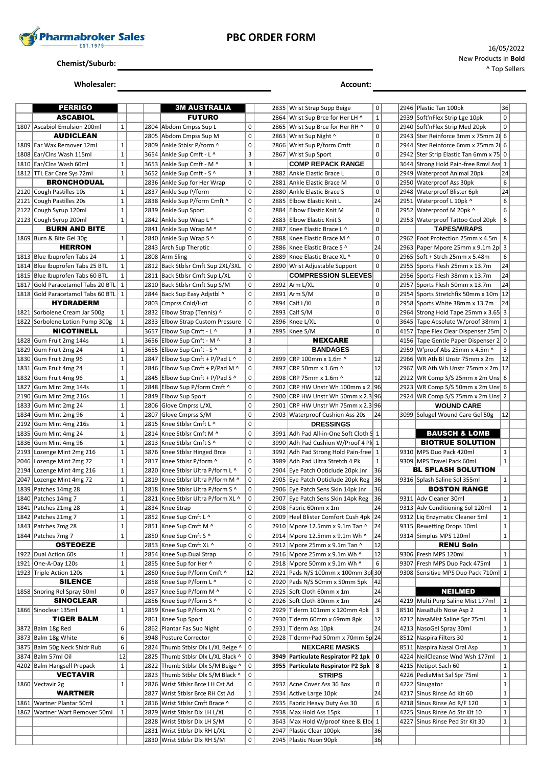# PBC ORDER FORM

16/05/2022
New Products in **Bold**
^ Top Sellers

Chemist/Suburb: ____________________

Wholesaler: ____________________ Account: ____________________

| | | | |
|---|---|---|---|
| | **PERRIGO** | | |
| | **ASCABIOL** | | |
| 1807 | Ascabiol Emulsion 200ml | 1 | |
| | **AUDICLEAN** | | |
| 1809 | Ear Wax Remover 12ml | 1 | |
| 1808 | Ear/Clns Wash 115ml | 1 | |
| 1810 | Ear/Clns Wash 60ml | 1 | |
| 1812 | TTL Ear Care Sys 72ml | 1 | |
| | **BRONCHODUAL** | | |
| 2120 | Cough Pastilles 10s | 1 | |
| 2121 | Cough Pastilles 20s | 1 | |
| 2122 | Cough Syrup 120ml | 1 | |
| 2123 | Cough Syrup 200ml | 1 | |
| | **BURN AND BITE** | | |
| 1869 | Burn & Bite Gel 30g | 1 | |
| | **HERRON** | | |
| 1813 | Blue Ibuprofen Tabs 24 | 1 | |
| 1814 | Blue Ibuprofen Tabs 25 BTL | 1 | |
| 1815 | Blue Ibuprofen Tabs 60 BTL | 1 | |
| 1817 | Gold Paracetamol Tabs 20 BTL | 1 | |
| 1818 | Gold Paracetamol Tabs 60 BTL | 1 | |
| | **HYDRADERM** | | |
| 1821 | Sorbolene Cream Jar 500g | 1 | |
| 1822 | Sorbolene Lotion Pump 300g | 1 | |
| | **NICOTINELL** | | |
| 1828 | Gum Fruit 2mg 144s | 1 | |
| 1829 | Gum Fruit 2mg 24 | 1 | |
| 1830 | Gum Fruit 2mg 96 | 1 | |
| 1831 | Gum Fruit 4mg 24 | 1 | |
| 1832 | Gum Fruit 4mg 96 | 1 | |
| 1827 | Gum Mint 2mg 144s | 1 | |
| 2190 | Gum Mint 2mg 216s | 1 | |
| 1833 | Gum Mint 2mg 24 | 1 | |
| 1834 | Gum Mint 2mg 96 | 1 | |
| 2192 | Gum Mint 4mg 216s | 1 | |
| 1835 | Gum Mint 4mg 24 | 1 | |
| 1836 | Gum Mint 4mg 96 | 1 | |
| 2193 | Lozenge Mint 2mg 216 | 1 | |
| 2046 | Lozenge Mint 2mg 72 | 1 | |
| 2194 | Lozenge Mint 4mg 216 | 1 | |
| 2047 | Lozenge Mint 4mg 72 | 1 | |
| 1839 | Patches 14mg 28 | 1 | |
| 1840 | Patches 14mg 7 | 1 | |
| 1841 | Patches 21mg 28 | 1 | |
| 1842 | Patches 21mg 7 | 1 | |
| 1843 | Patches 7mg 28 | 1 | |
| 1844 | Patches 7mg 7 | 1 | |
| | **OSTEOEZE** | | |
| 1922 | Dual Action 60s | 1 | |
| 1921 | One-A-Day 120s | 1 | |
| 1923 | Triple Action 120s | 1 | |
| | **SILENCE** | | |
| 1858 | Snoring Rel Spray 50ml | 0 | |
| | **SINOCLEAR** | | |
| 1866 | Sinoclear 135ml | 1 | |
| | **TIGER BALM** | | |
| 3872 | Balm 18g Red | 6 | |
| 3873 | Balm 18g White | 6 | |
| 3875 | Balm 50g Neck Shldr Rub | 6 | |
| 3874 | Balm 57ml Oil | 12 | |
| 4202 | Balm Hangsell Prepack | 1 | |
| | **VECTAVIR** | | |
| 1860 | Vectavir 2g | 1 | |
| | **WARTNER** | | |
| 1861 | Wartner Plantar 50ml | 1 | |
| 1862 | Wartner Wart Remover 50ml | 1 | |

| | | | |
|---|---|---|---|
| | **3M AUSTRALIA** | | |
| | **FUTURO** | | |
| 2804 | Abdom Cmpss Sup L | 0 | |
| 2805 | Abdom Cmpss Sup M | 0 | |
| 2809 | Ankle Stblsr P/form ^ | 0 | |
| 3654 | Ankle Sup Cmft - L ^ | 3 | |
| 3653 | Ankle Sup Cmft - M ^ | 3 | |
| 3652 | Ankle Sup Cmft - S ^ | 3 | |
| 2836 | Ankle Sup for Her Wrap | 0 | |
| 2837 | Ankle Sup P/form | 0 | |
| 2838 | Ankle Sup P/form Cmft ^ | 0 | |
| 2839 | Ankle Sup Sport | 0 | |
| 2842 | Ankle Sup Wrap L ^ | 0 | |
| 2841 | Ankle Sup Wrap M ^ | 0 | |
| 2840 | Ankle Sup Wrap S ^ | 0 | |
| 2843 | Arch Sup Therptic | 0 | |
| 2808 | Arm Sling | 0 | |
| 2812 | Back Stblsr Cmft Sup 2XL/3XL | 0 | |
| 2811 | Back Stblsr Cmft Sup L/XL | 0 | |
| 2810 | Back Stblsr Cmft Sup S/M | 0 | |
| 2844 | Back Sup Easy Adjstbl ^ | 0 | |
| 2803 | Cmprss Cold/Hot | 0 | |
| 2832 | Elbow Strap (Tennis) ^ | 0 | |
| 2833 | Elbow Strap Custom Pressure | 0 | |
| 3657 | Elbow Sup Cmft - L ^ | 3 | |
| 3656 | Elbow Sup Cmft - M ^ | 3 | |
| 3655 | Elbow Sup Cmft - S ^ | 3 | |
| 2847 | Elbow Sup Cmft + P/Pad L ^ | 0 | |
| 2846 | Elbow Sup Cmft + P/Pad M ^ | 0 | |
| 2845 | Elbow Sup Cmft + P/Pad S ^ | 0 | |
| 2848 | Elbow Sup P/form Cmft ^ | 0 | |
| 2849 | Elbow Sup Sport | 0 | |
| 2806 | Glove Cmprss L/XL | 0 | |
| 2807 | Glove Cmprss S/M | 0 | |
| 2815 | Knee Stblsr Cmft L ^ | 0 | |
| 2814 | Knee Stblsr Cmft M ^ | 0 | |
| 2813 | Knee Stblsr Cmft S ^ | 0 | |
| 3876 | Knee Stblsr Hinged Brce | 1 | |
| 2817 | Knee Stblsr P/form ^ | 0 | |
| 2820 | Knee Stblsr Ultra P/form L ^ | 0 | |
| 2819 | Knee Stblsr Ultra P/form M ^ | 0 | |
| 2818 | Knee Stblsr Ultra P/form S ^ | 0 | |
| 2821 | Knee Stblsr Ultra P/form XL ^ | 0 | |
| 2834 | Knee Strap | 0 | |
| 2852 | Knee Sup Cmft L ^ | 0 | |
| 2851 | Knee Sup Cmft M ^ | 0 | |
| 2850 | Knee Sup Cmft S ^ | 0 | |
| 2853 | Knee Sup Cmft XL ^ | 0 | |
| 2854 | Knee Sup Dual Strap | 0 | |
| 2855 | Knee Sup for Her ^ | 0 | |
| 2860 | Knee Sup P/form Cmft ^ | 12 | |
| 2858 | Knee Sup P/form L ^ | 0 | |
| 2857 | Knee Sup P/form M ^ | 0 | |
| 2856 | Knee Sup P/form S ^ | 0 | |
| 2859 | Knee Sup P/form XL ^ | 0 | |
| 2861 | Knee Sup Sport | 0 | |
| 2862 | Plantar Fas Sup Night | 0 | |
| 3948 | Posture Corrector | 0 | |
| 2824 | Thumb Stblsr Dlx L/XL Beige ^ | 0 | |
| 2825 | Thumb Stblsr Dlx L/XL Black ^ | 0 | |
| 2822 | Thumb Stblsr Dlx S/M Beige ^ | 0 | |
| 2823 | Thumb Stblsr Dlx S/M Black ^ | 0 | |
| 2826 | Wrist Stblsr Brce LH Cst Ad | 0 | |
| 2827 | Wrist Stblsr Brce RH Cst Ad | 1 | |
| 2816 | Wrist Stblsr Cmft Brace ^ | 0 | |
| 2829 | Wrist Stblsr Dlx LH L/XL | 0 | |
| 2828 | Wrist Stblsr Dlx LH S/M | 0 | |
| 2831 | Wrist Stblsr Dlx RH L/XL | 0 | |
| 2830 | Wrist Stblsr Dlx RH S/M | 0 | |

| | | | |
|---|---|---|---|
| 2835 | Wrist Strap Supp Beige | 0 | |
| 2864 | Wrist Sup Brce for Her LH ^ | 1 | |
| 2865 | Wrist Sup Brce for Her RH ^ | 0 | |
| 2863 | Wrist Sup Night ^ | 0 | |
| 2866 | Wrist Sup P/form Cmft | 0 | |
| 2867 | Wrist Sup Sport | 0 | |
| | **COMP REPACK RANGE** | | |
| 2882 | Ankle Elastic Brace L | 0 | |
| 2881 | Ankle Elastic Brace M | 0 | |
| 2880 | Ankle Elastic Brace S | 0 | |
| 2885 | Elbow Elastic Knit L | 24 | |
| 2884 | Elbow Elastic Knit M | 0 | |
| 2883 | Elbow Elastic Knit S | 0 | |
| 2887 | Knee Elastic Brace L ^ | 0 | |
| 2888 | Knee Elastic Brace M ^ | 0 | |
| 2886 | Knee Elastic Brace S ^ | 24 | |
| 2889 | Knee Elastic Brace XL ^ | 0 | |
| 2890 | Wrist Adjustable Support | 0 | |
| | **COMPRESSION SLEEVES** | | |
| 2892 | Arm L/XL | 0 | |
| 2891 | Arm S/M | 0 | |
| 2894 | Calf L/XL | 0 | |
| 2893 | Calf S/M | 0 | |
| 2896 | Knee L/XL | 0 | |
| 2895 | Knee S/M | 0 | |
| | **NEXCARE** | | |
| | **BANDAGES** | | |
| 2899 | CRP 100mm x 1.6m ^ | 12 | |
| 2897 | CRP 50mm x 1.6m ^ | 12 | |
| 2898 | CRP 75mm x 1.6m ^ | 12 | |
| 2902 | CRP HW Unstr Wh 100mm x 2. | 96 | |
| 2900 | CRP HW Unstr Wh 50mm x 2.3 | 96 | |
| 2901 | CRP HW Unstr Wh 75mm x 2.3 | 96 | |
| 2903 | Waterproof Cushion Ass 20s | 24 | |
| | **DRESSINGS** | | |
| 3991 | Adh Pad All-in-One Soft Cloth 5 | 1 | |
| 3990 | Adh Pad Cushion W/Proof 4 Pk | 1 | |
| 3992 | Adh Pad Strong Hold Pain-free | 1 | |
| 3989 | Adh Pad Ultra Stretch 4 Pk | 1 | |
| 2904 | Eye Patch Opticlude 20pk Jnr | 36 | |
| 2905 | Eye Patch Opticlude 20pk Reg | 36 | |
| 2906 | Eye Patch Sens Skin 14pk Jnr | 36 | |
| 2907 | Eye Patch Sens Skin 14pk Reg | 36 | |
| 2908 | Fabric 60mm x 1m | 24 | |
| 2909 | Heel Blister Comfort Cush 4pk | 24 | |
| 2910 | Mpore 12.5mm x 9.1m Tan ^ | 24 | |
| 2914 | Mpore 12.5mm x 9.1m Wh ^ | 24 | |
| 2912 | Mpore 25mm x 9.1m Tan ^ | 12 | |
| 2916 | Mpore 25mm x 9.1m Wh ^ | 12 | |
| 2918 | Mpore 50mm x 9.1m Wh ^ | 6 | |
| 2921 | Pads N/S 100mm x 100mm 5pk | 30 | |
| 2920 | Pads N/S 50mm x 50mm 5pk | 42 | |
| 2925 | Soft Cloth 60mm x 1m | 24 | |
| 2926 | Soft Cloth 80mm x 1m | 24 | |
| 2929 | T'derm 101mm x 120mm 4pk | 3 | |
| 2930 | T'derm 60mm x 69mm 8pk | 12 | |
| 2931 | T'derm Ass 10pk | 24 | |
| 2928 | T'derm+Pad 50mm x 70mm 5p | 24 | |
| | **NEXCARE MASKS** | | |
| **3949** | **Particulate Respirator P2 1pk** | **0** | |
| **3955** | **Particulate Respirator P2 3pk** | **8** | |
| | **STRIPS** | | |
| 2932 | Acne Cover Ass 36 Box | 0 | |
| 2934 | Active Large 10pk | 24 | |
| 2935 | Fabric Heavy Duty Ass 30 | 6 | |
| 2938 | Max Hold Ass 15pk | 1 | |
| 3643 | Max Hold W/proof Knee & Elbo | 1 | |
| 2947 | Plastic Clear 100pk | 36 | |
| 2945 | Plastic Neon 90pk | 36 | |

| | | | |
|---|---|---|---|
| 2946 | Plastic Tan 100pk | 36 | |
| 2939 | Soft'nFlex Strip Lge 10pk | 0 | |
| 2940 | Soft'nFlex Strip Med 20pk | 0 | |
| 2943 | Ster Reinforce 3mm x 75mm 20 | 6 | |
| 2944 | Ster Reinforce 6mm x 75mm 20 | 6 | |
| 2942 | Ster Strip Elastic Tan 6mm x 75 | 0 | |
| 3644 | Strong Hold Pain-free Rmvl Ass | 1 | |
| 2949 | Waterproof Animal 20pk | 24 | |
| 2950 | Waterproof Ass 30pk | 6 | |
| 2948 | Waterproof Blister 6pk | 24 | |
| 2951 | Waterproof L 10pk ^ | 6 | |
| 2952 | Waterproof M 20pk ^ | 6 | |
| 2953 | Waterproof Tattoo Cool 20pk | 6 | |
| | **TAPES/WRAPS** | | |
| 2962 | Foot Protection 25mm x 4.5m | 8 | |
| 2963 | Paper Mpore 25mm x 9.1m 2pk | 3 | |
| 2965 | Soft + Strch 25mm x 5.48m | 6 | |
| 2955 | Sports Flesh 25mm x 13.7m | 24 | |
| 2956 | Sports Flesh 38mm x 13.7m | 24 | |
| 2957 | Sports Flesh 50mm x 13.7m | 24 | |
| 2954 | Sports Stretchfix 50mm x 10m | 12 | |
| 2958 | Sports White 38mm x 13.7m | 24 | |
| 2964 | Strong Hold Tape 25mm x 3.65 | 3 | |
| 3645 | Tape Absolute W/proof 38mm | 1 | |
| 4157 | Tape Flex Clear Dispenser 25m | 0 | |
| 4156 | Tape Gentle Paper Dispenser 2 | 0 | |
| 2959 | W'proof Abs 25mm x 4.5m ^ | 3 | |
| 2966 | WR Ath Bl Unstr 75mm x 2m | 12 | |
| 2967 | WR Ath Wh Unstr 75mm x 2m | 12 | |
| 2922 | WR Comp S/S 25mm x 2m Uns | 6 | |
| 2923 | WR Comp S/S 50mm x 2m Uns | 6 | |
| 2924 | WR Comp S/S 75mm x 2m Uns | 2 | |
| | **WOUND CARE** | | |
| 3099 | Solugel Wound Care Gel 50g | 12 | |
| | | | |
| | **BAUSCH & LOMB** | | |
| | **BIOTRUE SOLUTION** | | |
| 9310 | MPS Duo Pack 420ml | 1 | |
| 9309 | MPS Travel Pack 60ml | 1 | |
| | **BL SPLASH SOLUTION** | | |
| 9316 | Splash Saline Sol 355ml | 1 | |
| | **BOSTON RANGE** | | |
| 9311 | Adv Cleaner 30ml | 1 | |
| 9313 | Adv Conditioning Sol 120ml | 1 | |
| 9312 | Liq Enzymatic Cleaner 5ml | 1 | |
| 9315 | Rewetting Drops 10ml | 1 | |
| 9314 | Simplus MPS 120ml | 1 | |
| | **RENU Soln** | | |
| 9306 | Fresh MPS 120ml | 1 | |
| 9307 | Fresh MPS Duo Pack 475ml | 1 | |
| 9308 | Sensitive MPS Duo Pack 710ml | 1 | |
| | | | |
| | **NEILMED** | | |
| 4219 | Multi Purp Saline Mist 177ml | 1 | |
| 8510 | NasaBulb Nose Asp 2 | 1 | |
| 4212 | NasaMist Saline Spr 75ml | 1 | |
| 4213 | NasoGel Spray 30ml | 1 | |
| 8512 | Naspira Filters 30 | 1 | |
| 8511 | Naspira Nasal Oral Asp | 1 | |
| 4224 | NeilCleanse Wnd Wsh 177ml | 1 | |
| 4215 | Netipot Sach 60 | 1 | |
| 4226 | PediaMist Sal Spr 75ml | 1 | |
| 4222 | Sinugator | 1 | |
| 4217 | Sinus Rinse Ad Kit 60 | 1 | |
| 4218 | Sinus Rinse Ad R/F 120 | 1 | |
| 4225 | Sinus Rinse Ad Str Kit 10 | 1 | |
| 4227 | Sinus Rinse Ped Str Kit 30 | 1 | |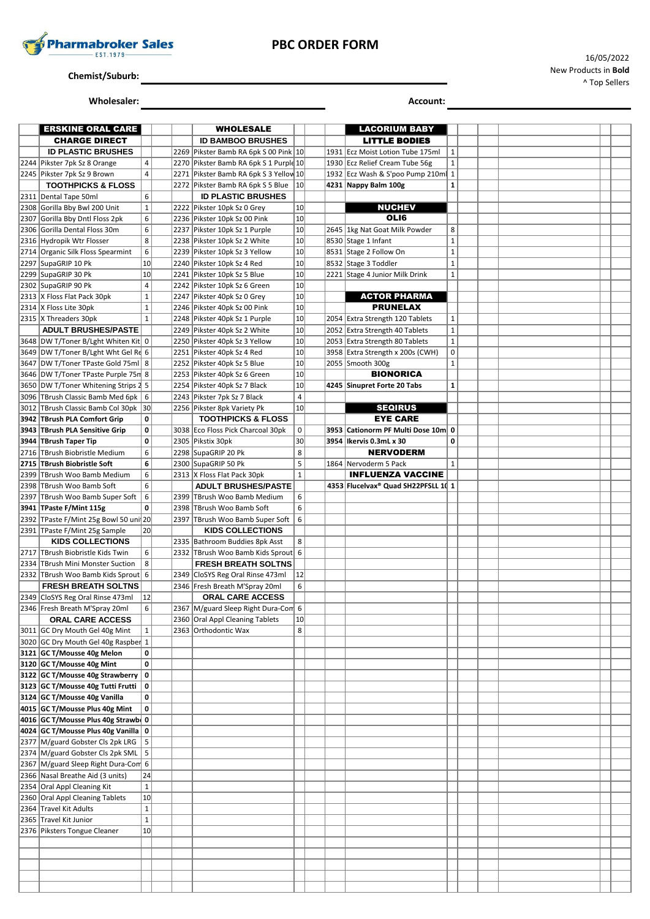# PBC ORDER FORM

Pharmabroker Sales EST.1979

16/05/2022
New Products in **Bold**
^ Top Sellers

Chemist/Suburb: ____________________

Wholesaler: ____________________ Account: ____________________

| | | | | | | | | | | | | | | | | | |
|---|---|---|---|---|---|---|---|---|---|---|---|---|---|---|---|---|---|
| | **ERSKINE ORAL CARE** | | | | **WHOLESALE** | | | | **LACORIUM BABY** | | | | | | | | |
| | **CHARGE DIRECT** | | | | **ID BAMBOO BRUSHES** | | | | **LITTLE BODIES** | | | | | | | | |
| | **ID PLASTIC BRUSHES** | | | 2269 | Pikster Bamb RA 6pk S 00 Pink | 10 | | 1931 | Ecz Moist Lotion Tube 175ml | 1 | | | | | | | |
| 2244 | Pikster 7pk Sz 8 Orange | 4 | | 2270 | Pikster Bamb RA 6pk S 1 Purple | 10 | | 1930 | Ecz Relief Cream Tube 56g | 1 | | | | | | | |
| 2245 | Pikster 7pk Sz 9 Brown | 4 | | 2271 | Pikster Bamb RA 6pk S 3 Yellow | 10 | | 1932 | Ecz Wash & S'poo Pump 210ml | 1 | | | | | | | |
| | **TOOTHPICKS & FLOSS** | | | 2272 | Pikster Bamb RA 6pk S 5 Blue | 10 | | **4231** | **Nappy Balm 100g** | **1** | | | | | | | |
| 2311 | Dental Tape 50ml | 6 | | | **ID PLASTIC BRUSHES** | | | | | | | | | | | | |
| 2308 | Gorilla Bby Bwl 200 Unit | 1 | | 2222 | Pikster 10pk Sz 0 Grey | 10 | | | **NUCHEV** | | | | | | | | |
| 2307 | Gorilla Bby Dntl Floss 2pk | 6 | | 2236 | Pikster 10pk Sz 00 Pink | 10 | | | **OLI6** | | | | | | | | |
| 2306 | Gorilla Dental Floss 30m | 6 | | 2237 | Pikster 10pk Sz 1 Purple | 10 | | 2645 | 1kg Nat Goat Milk Powder | 8 | | | | | | | |
| 2316 | Hydropik Wtr Flosser | 8 | | 2238 | Pikster 10pk Sz 2 White | 10 | | 8530 | Stage 1 Infant | 1 | | | | | | | |
| 2714 | Organic Silk Floss Spearmint | 6 | | 2239 | Pikster 10pk Sz 3 Yellow | 10 | | 8531 | Stage 2 Follow On | 1 | | | | | | | |
| 2297 | SupaGRIP 10 Pk | 10 | | 2240 | Pikster 10pk Sz 4 Red | 10 | | 8532 | Stage 3 Toddler | 1 | | | | | | | |
| 2299 | SupaGRIP 30 Pk | 10 | | 2241 | Pikster 10pk Sz 5 Blue | 10 | | 2221 | Stage 4 Junior Milk Drink | 1 | | | | | | | |
| 2302 | SupaGRIP 90 Pk | 4 | | 2242 | Pikster 10pk Sz 6 Green | 10 | | | | | | | | | | | |
| 2313 | X Floss Flat Pack 30pk | 1 | | 2247 | Pikster 40pk Sz 0 Grey | 10 | | | **ACTOR PHARMA** | | | | | | | | |
| 2314 | X Floss Lite 30pk | 1 | | 2246 | Pikster 40pk Sz 00 Pink | 10 | | | **PRUNELAX** | | | | | | | | |
| 2315 | X Threaders 30pk | 1 | | 2248 | Pikster 40pk Sz 1 Purple | 10 | | 2054 | Extra Strength 120 Tablets | 1 | | | | | | | |
| | **ADULT BRUSHES/PASTE** | | | 2249 | Pikster 40pk Sz 2 White | 10 | | 2052 | Extra Strength 40 Tablets | 1 | | | | | | | |
| 3648 | DW T/Toner B/Lght Whiten Kit | 0 | | 2250 | Pikster 40pk Sz 3 Yellow | 10 | | 2053 | Extra Strength 80 Tablets | 1 | | | | | | | |
| 3649 | DW T/Toner B/Lght Wht Gel Re | 6 | | 2251 | Pikster 40pk Sz 4 Red | 10 | | 3958 | Extra Strength x 200s (CWH) | 0 | | | | | | | |
| 3647 | DW T/Toner TPaste Gold 75ml | 8 | | 2252 | Pikster 40pk Sz 5 Blue | 10 | | 2055 | Smooth 300g | 1 | | | | | | | |
| 3646 | DW T/Toner TPaste Purple 75m | 8 | | 2253 | Pikster 40pk Sz 6 Green | 10 | | | **BIONORICA** | | | | | | | | |
| 3650 | DW T/Toner Whitening Strips 2 | 5 | | 2254 | Pikster 40pk Sz 7 Black | 10 | | **4245** | **Sinupret Forte 20 Tabs** | **1** | | | | | | | |
| 3096 | TBrush Classic Bamb Med 6pk | 6 | | 2243 | Pikster 7pk Sz 7 Black | 4 | | | | | | | | | | | |
| 3012 | TBrush Classic Bamb Col 30pk | 30 | | 2256 | Pikster 8pk Variety Pk | 10 | | | **SEQIRUS** | | | | | | | | |
| **3942** | **TBrush PLA Comfort Grip** | **0** | | | **TOOTHPICKS & FLOSS** | | | | **EYE CARE** | | | | | | | | |
| **3943** | **TBrush PLA Sensitive Grip** | **0** | | 3038 | Eco Floss Pick Charcoal 30pk | 0 | | **3953** | **Cationorm PF Multi Dose 10m** | **0** | | | | | | | |
| **3944** | **TBrush Taper Tip** | **0** | | 2305 | Pikstix 30pk | 30 | | **3954** | **Ikervis 0.3mL x 30** | **0** | | | | | | | |
| 2716 | TBrush Biobristle Medium | 6 | | 2298 | SupaGRIP 20 Pk | 8 | | | **NERVODERM** | | | | | | | | |
| **2715** | **TBrush Biobristle Soft** | **6** | | 2300 | SupaGRIP 50 Pk | 5 | | 1864 | Nervoderm 5 Pack | 1 | | | | | | | |
| 2399 | TBrush Woo Bamb Medium | 6 | | 2313 | X Floss Flat Pack 30pk | 1 | | | **INFLUENZA VACCINE** | | | | | | | | |
| 2398 | TBrush Woo Bamb Soft | 6 | | | **ADULT BRUSHES/PASTE** | | | **4353** | **Flucelvax® Quad SH22PFSLL 10** | **1** | | | | | | | |
| 2397 | TBrush Woo Bamb Super Soft | 6 | | 2399 | TBrush Woo Bamb Medium | 6 | | | | | | | | | | | |
| **3941** | **TPaste F/Mint 115g** | **0** | | 2398 | TBrush Woo Bamb Soft | 6 | | | | | | | | | | | |
| 2392 | TPaste F/Mint 25g Bowl 50 uni | 20 | | 2397 | TBrush Woo Bamb Super Soft | 6 | | | | | | | | | | | |
| 2391 | TPaste F/Mint 25g Sample | 20 | | | **KIDS COLLECTIONS** | | | | | | | | | | | | |
| | **KIDS COLLECTIONS** | | | 2335 | Bathroom Buddies 8pk Asst | 8 | | | | | | | | | | | |
| 2717 | TBrush Biobristle Kids Twin | 6 | | 2332 | TBrush Woo Bamb Kids Sprout | 6 | | | | | | | | | | | |
| 2334 | TBrush Mini Monster Suction | 8 | | | **FRESH BREATH SOLTNS** | | | | | | | | | | | | |
| 2332 | TBrush Woo Bamb Kids Sprout | 6 | | 2349 | CloSYS Reg Oral Rinse 473ml | 12 | | | | | | | | | | | |
| | **FRESH BREATH SOLTNS** | | | 2346 | Fresh Breath M'Spray 20ml | 6 | | | | | | | | | | | |
| 2349 | CloSYS Reg Oral Rinse 473ml | 12 | | | **ORAL CARE ACCESS** | | | | | | | | | | | | |
| 2346 | Fresh Breath M'Spray 20ml | 6 | | 2367 | M/guard Sleep Right Dura-Com | 6 | | | | | | | | | | | |
| | **ORAL CARE ACCESS** | | | 2360 | Oral Appl Cleaning Tablets | 10 | | | | | | | | | | | |
| 3011 | GC Dry Mouth Gel 40g Mint | 1 | | 2363 | Orthodontic Wax | 8 | | | | | | | | | | | |
| 3020 | GC Dry Mouth Gel 40g Raspber | 1 | | | | | | | | | | | | | | | |
| **3121** | **GC T/Mousse 40g Melon** | **0** | | | | | | | | | | | | | | | |
| **3120** | **GC T/Mousse 40g Mint** | **0** | | | | | | | | | | | | | | | |
| **3122** | **GC T/Mousse 40g Strawberry** | **0** | | | | | | | | | | | | | | | |
| **3123** | **GC T/Mousse 40g Tutti Frutti** | **0** | | | | | | | | | | | | | | | |
| **3124** | **GC T/Mousse 40g Vanilla** | **0** | | | | | | | | | | | | | | | |
| **4015** | **GC T/Mousse Plus 40g Mint** | **0** | | | | | | | | | | | | | | | |
| **4016** | **GC T/Mousse Plus 40g Strawb** | **0** | | | | | | | | | | | | | | | |
| **4024** | **GC T/Mousse Plus 40g Vanilla** | **0** | | | | | | | | | | | | | | | |
| 2377 | M/guard Gobster Cls 2pk LRG | 5 | | | | | | | | | | | | | | | |
| 2374 | M/guard Gobster Cls 2pk SML | 5 | | | | | | | | | | | | | | | |
| 2367 | M/guard Sleep Right Dura-Com | 6 | | | | | | | | | | | | | | | |
| 2366 | Nasal Breathe Aid (3 units) | 24 | | | | | | | | | | | | | | | |
| 2354 | Oral Appl Cleaning Kit | 1 | | | | | | | | | | | | | | | |
| 2360 | Oral Appl Cleaning Tablets | 10 | | | | | | | | | | | | | | | |
| 2364 | Travel Kit Adults | 1 | | | | | | | | | | | | | | | |
| 2365 | Travel Kit Junior | 1 | | | | | | | | | | | | | | | |
| 2376 | Piksters Tongue Cleaner | 10 | | | | | | | | | | | | | | | |